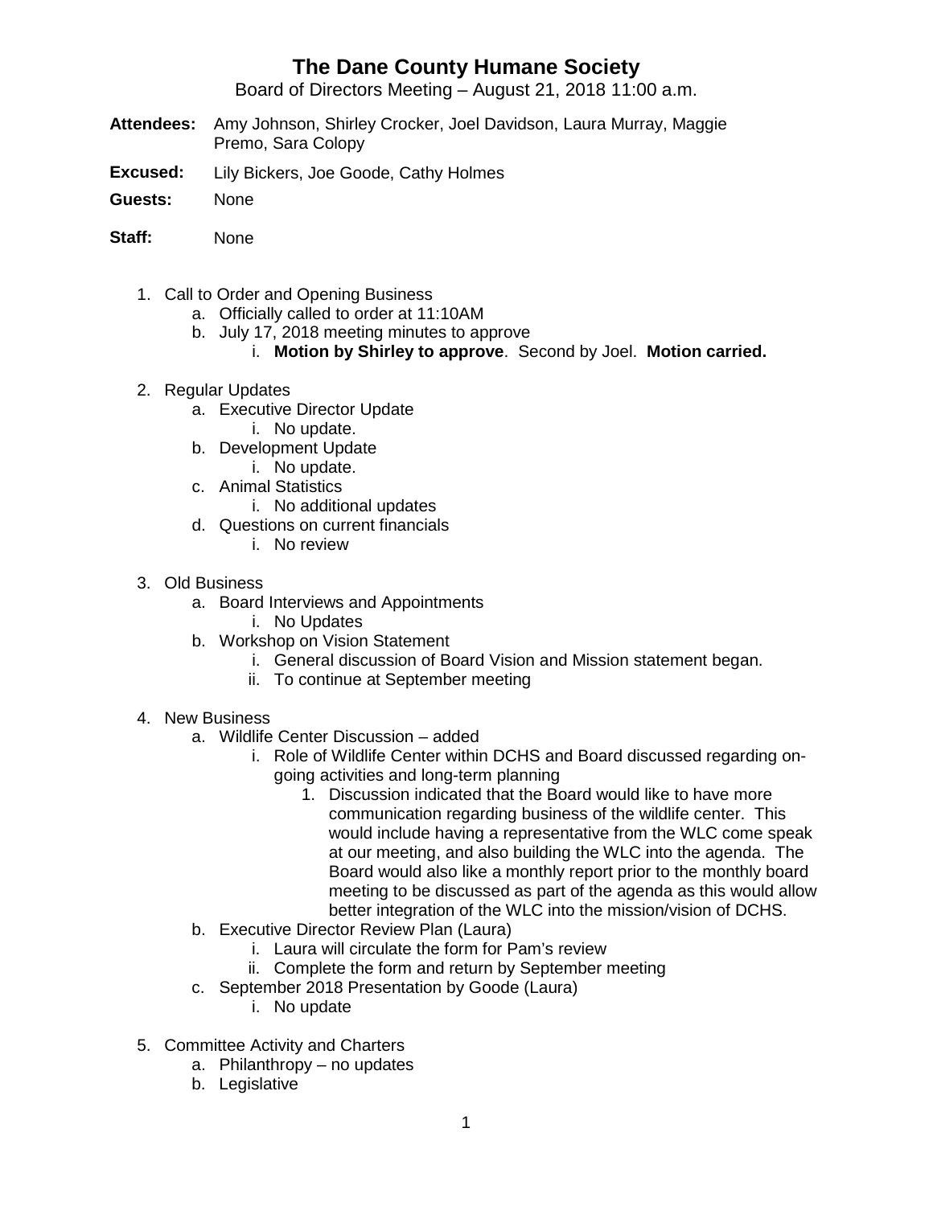# The Dane County Humane Society

Board of Directors Meeting – August 21, 2018 11:00 a.m.

**Attendees:** Amy Johnson, Shirley Crocker, Joel Davidson, Laura Murray, Maggie Premo, Sara Colopy

**Excused:** Lily Bickers, Joe Goode, Cathy Holmes

**Guests:** None

**Staff:** None

1. Call to Order and Opening Business
   a. Officially called to order at 11:10AM
   b. July 17, 2018 meeting minutes to approve
      i. **Motion by Shirley to approve**. Second by Joel. **Motion carried.**

2. Regular Updates
   a. Executive Director Update
      i. No update.
   b. Development Update
      i. No update.
   c. Animal Statistics
      i. No additional updates
   d. Questions on current financials
      i. No review

3. Old Business
   a. Board Interviews and Appointments
      i. No Updates
   b. Workshop on Vision Statement
      i. General discussion of Board Vision and Mission statement began.
      ii. To continue at September meeting

4. New Business
   a. Wildlife Center Discussion – added
      i. Role of Wildlife Center within DCHS and Board discussed regarding on-going activities and long-term planning
         1. Discussion indicated that the Board would like to have more communication regarding business of the wildlife center. This would include having a representative from the WLC come speak at our meeting, and also building the WLC into the agenda. The Board would also like a monthly report prior to the monthly board meeting to be discussed as part of the agenda as this would allow better integration of the WLC into the mission/vision of DCHS.
   b. Executive Director Review Plan (Laura)
      i. Laura will circulate the form for Pam's review
      ii. Complete the form and return by September meeting
   c. September 2018 Presentation by Goode (Laura)
      i. No update

5. Committee Activity and Charters
   a. Philanthropy – no updates
   b. Legislative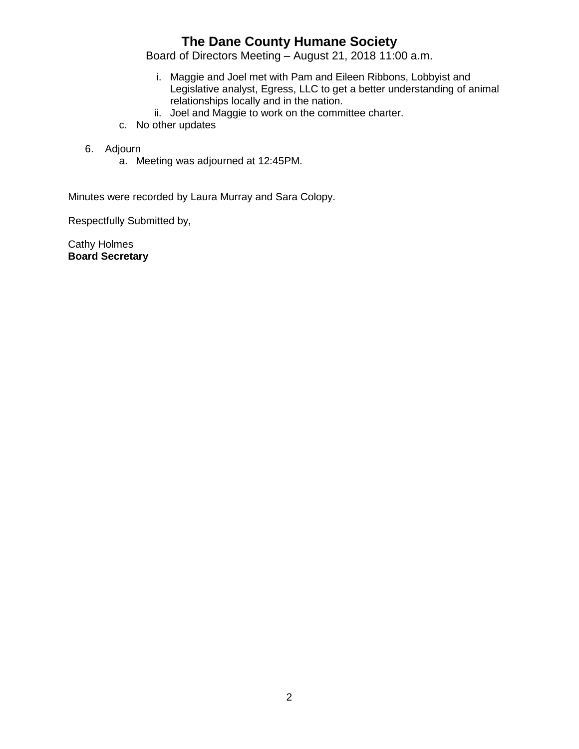i. Maggie and Joel met with Pam and Eileen Ribbons, Lobbyist and Legislative analyst, Egress, LLC to get a better understanding of animal relationships locally and in the nation.
ii. Joel and Maggie to work on the committee charter.

c. No other updates

6. Adjourn
   a. Meeting was adjourned at 12:45PM.

Minutes were recorded by Laura Murray and Sara Colopy.

Respectfully Submitted by,

Cathy Holmes
**Board Secretary**